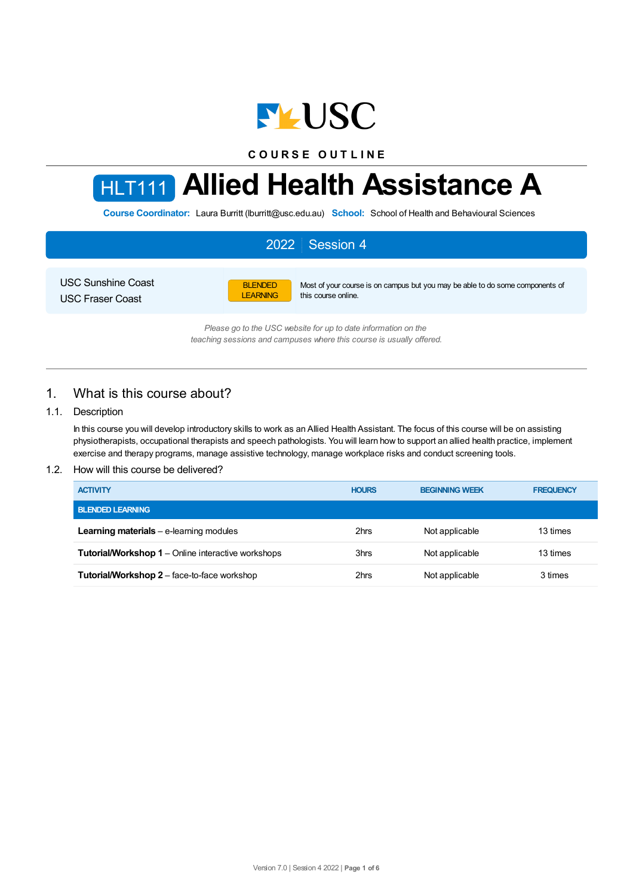COURSE OUTLINE

# HLT111 Allied Health Assistance A

**Course Coordinator:** Laura Burritt (lburritt@usc.edu.au) **School:** School of Health and Behavioural Sciences

**2022 | Session 4**

USC Sunshine Coast
USC Fraser Coast

**BLENDED LEARNING** Most of your course is on campus but you may be able to do some components of this course online.

*Please go to the USC website for up to date information on the teaching sessions and campuses where this course is usually offered.*

## 1. What is this course about?

### 1.1. Description

In this course you will develop introductory skills to work as an Allied Health Assistant. The focus of this course will be on assisting physiotherapists, occupational therapists and speech pathologists. You will learn how to support an allied health practice, implement exercise and therapy programs, manage assistive technology, manage workplace risks and conduct screening tools.

### 1.2. How will this course be delivered?

| ACTIVITY | HOURS | BEGINNING WEEK | FREQUENCY |
|---|---|---|---|
| **BLENDED LEARNING** | | | |
| **Learning materials** – e-learning modules | 2hrs | Not applicable | 13 times |
| **Tutorial/Workshop 1** – Online interactive workshops | 3hrs | Not applicable | 13 times |
| **Tutorial/Workshop 2** – face-to-face workshop | 2hrs | Not applicable | 3 times |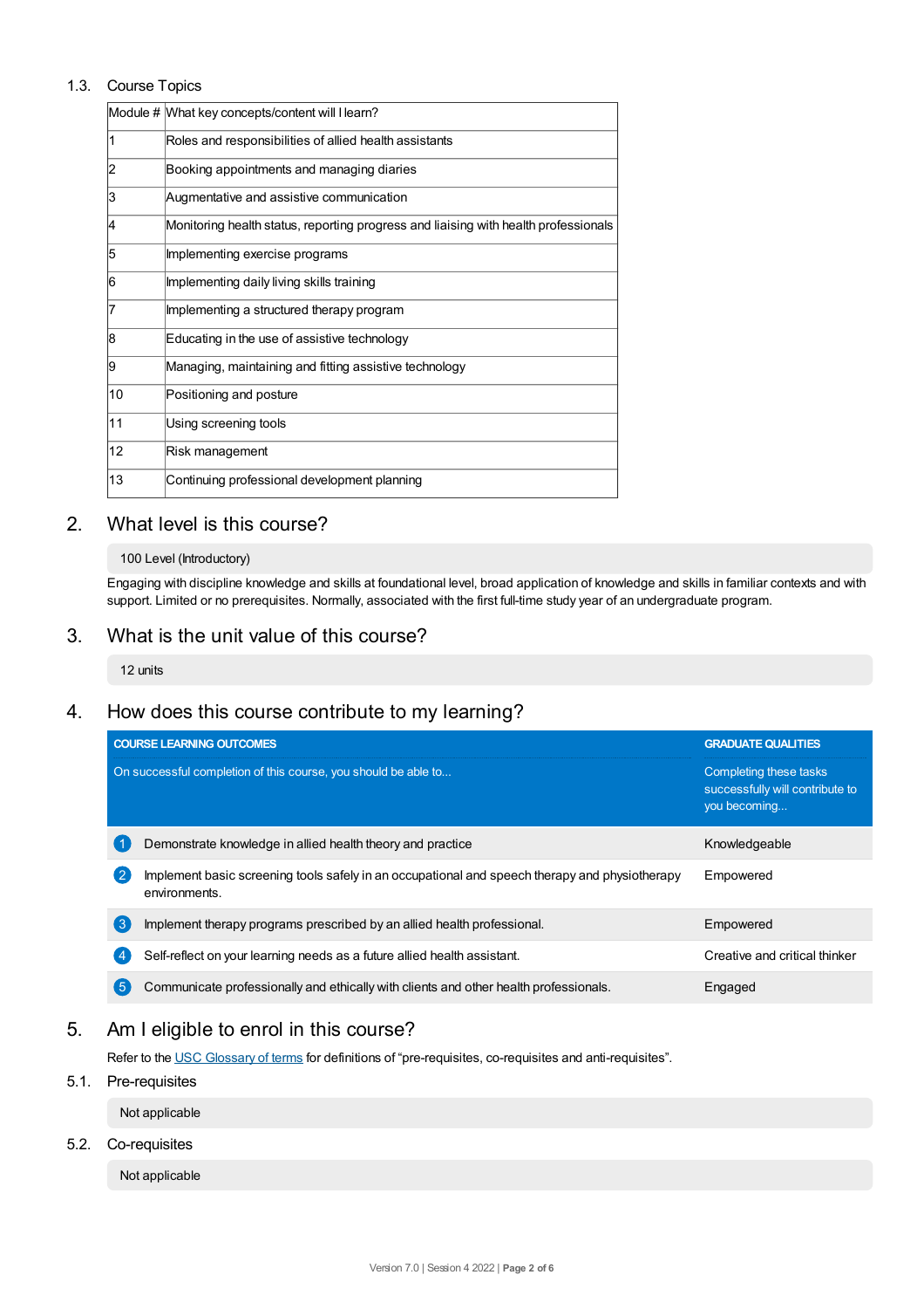### 1.3. Course Topics

| Module # | What key concepts/content will I learn? |
|---|---|
| 1 | Roles and responsibilities of allied health assistants |
| 2 | Booking appointments and managing diaries |
| 3 | Augmentative and assistive communication |
| 4 | Monitoring health status, reporting progress and liaising with health professionals |
| 5 | Implementing exercise programs |
| 6 | Implementing daily living skills training |
| 7 | Implementing a structured therapy program |
| 8 | Educating in the use of assistive technology |
| 9 | Managing, maintaining and fitting assistive technology |
| 10 | Positioning and posture |
| 11 | Using screening tools |
| 12 | Risk management |
| 13 | Continuing professional development planning |

## 2. What level is this course?

100 Level (Introductory)

Engaging with discipline knowledge and skills at foundational level, broad application of knowledge and skills in familiar contexts and with support. Limited or no prerequisites. Normally, associated with the first full-time study year of an undergraduate program.

## 3. What is the unit value of this course?

12 units

## 4. How does this course contribute to my learning?

| COURSE LEARNING OUTCOMES<br>On successful completion of this course, you should be able to... | GRADUATE QUALITIES<br>Completing these tasks successfully will contribute to you becoming... |
|---|---|
| 1 Demonstrate knowledge in allied health theory and practice | Knowledgeable |
| 2 Implement basic screening tools safely in an occupational and speech therapy and physiotherapy environments. | Empowered |
| 3 Implement therapy programs prescribed by an allied health professional. | Empowered |
| 4 Self-reflect on your learning needs as a future allied health assistant. | Creative and critical thinker |
| 5 Communicate professionally and ethically with clients and other health professionals. | Engaged |

## 5. Am I eligible to enrol in this course?

Refer to the USC Glossary of terms for definitions of "pre-requisites, co-requisites and anti-requisites".

### 5.1. Pre-requisites

Not applicable

### 5.2. Co-requisites

Not applicable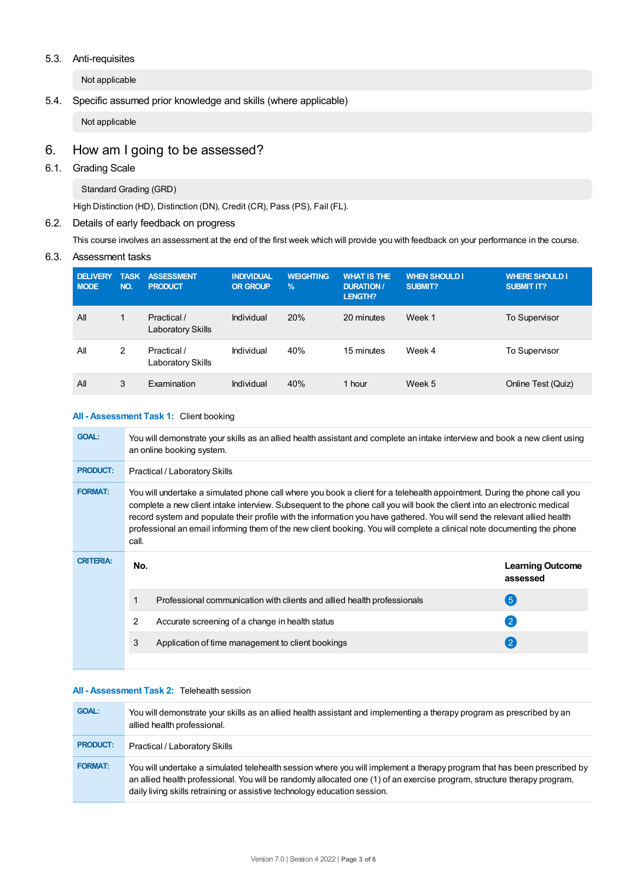### 5.3. Anti-requisites

Not applicable

### 5.4. Specific assumed prior knowledge and skills (where applicable)

Not applicable

## 6. How am I going to be assessed?

### 6.1. Grading Scale

Standard Grading (GRD)

High Distinction (HD), Distinction (DN), Credit (CR), Pass (PS), Fail (FL).

### 6.2. Details of early feedback on progress

This course involves an assessment at the end of the first week which will provide you with feedback on your performance in the course.

### 6.3. Assessment tasks

| DELIVERY MODE | TASK NO. | ASSESSMENT PRODUCT | INDIVIDUAL OR GROUP | WEIGHTING % | WHAT IS THE DURATION / LENGTH? | WHEN SHOULD I SUBMIT? | WHERE SHOULD I SUBMIT IT? |
|---|---|---|---|---|---|---|---|
| All | 1 | Practical / Laboratory Skills | Individual | 20% | 20 minutes | Week 1 | To Supervisor |
| All | 2 | Practical / Laboratory Skills | Individual | 40% | 15 minutes | Week 4 | To Supervisor |
| All | 3 | Examination | Individual | 40% | 1 hour | Week 5 | Online Test (Quiz) |

**All - Assessment Task 1:** Client booking

| | |
|---|---|
| **GOAL:** | You will demonstrate your skills as an allied health assistant and complete an intake interview and book a new client using an online booking system. |
| **PRODUCT:** | Practical / Laboratory Skills |
| **FORMAT:** | You will undertake a simulated phone call where you book a client for a telehealth appointment. During the phone call you complete a new client intake interview. Subsequent to the phone call you will book the client into an electronic medical record system and populate their profile with the information you have gathered. You will send the relevant allied health professional an email informing them of the new client booking. You will complete a clinical note documenting the phone call. |

**CRITERIA:**

| No. | | Learning Outcome assessed |
|---|---|---|
| 1 | Professional communication with clients and allied health professionals | 5 |
| 2 | Accurate screening of a change in health status | 2 |
| 3 | Application of time management to client bookings | 2 |

**All - Assessment Task 2:** Telehealth session

| | |
|---|---|
| **GOAL:** | You will demonstrate your skills as an allied health assistant and implementing a therapy program as prescribed by an allied health professional. |
| **PRODUCT:** | Practical / Laboratory Skills |
| **FORMAT:** | You will undertake a simulated telehealth session where you will implement a therapy program that has been prescribed by an allied health professional. You will be randomly allocated one (1) of an exercise program, structure therapy program, daily living skills retraining or assistive technology education session. |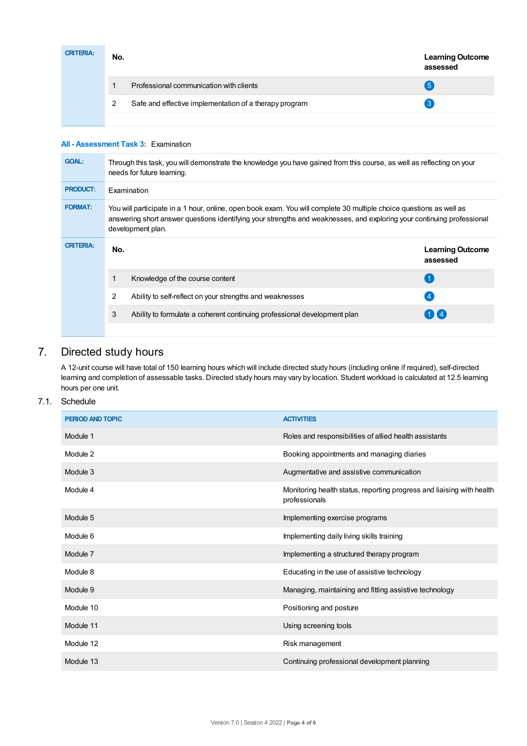| CRITERIA: | No. | | Learning Outcome assessed |
|---|---|---|---|
| | 1 | Professional communication with clients | 5 |
| | 2 | Safe and effective implementation of a therapy program | 3 |

**All - Assessment Task 3:** Examination

| | |
|---|---|
| **GOAL:** | Through this task, you will demonstrate the knowledge you have gained from this course, as well as reflecting on your needs for future learning. |
| **PRODUCT:** | Examination |
| **FORMAT:** | You will participate in a 1 hour, online, open book exam. You will complete 30 multiple choice questions as well as answering short answer questions identifying your strengths and weaknesses, and exploring your continuing professional development plan. |

| CRITERIA: | No. | | Learning Outcome assessed |
|---|---|---|---|
| | 1 | Knowledge of the course content | 1 |
| | 2 | Ability to self-reflect on your strengths and weaknesses | 4 |
| | 3 | Ability to formulate a coherent continuing professional development plan | 1 4 |

# 7. Directed study hours

A 12-unit course will have total of 150 learning hours which will include directed study hours (including online if required), self-directed learning and completion of assessable tasks. Directed study hours may vary by location. Student workload is calculated at 12.5 learning hours per one unit.

## 7.1. Schedule

| PERIOD AND TOPIC | ACTIVITIES |
|---|---|
| Module 1 | Roles and responsibilities of allied health assistants |
| Module 2 | Booking appointments and managing diaries |
| Module 3 | Augmentative and assistive communication |
| Module 4 | Monitoring health status, reporting progress and liaising with health professionals |
| Module 5 | Implementing exercise programs |
| Module 6 | Implementing daily living skills training |
| Module 7 | Implementing a structured therapy program |
| Module 8 | Educating in the use of assistive technology |
| Module 9 | Managing, maintaining and fitting assistive technology |
| Module 10 | Positioning and posture |
| Module 11 | Using screening tools |
| Module 12 | Risk management |
| Module 13 | Continuing professional development planning |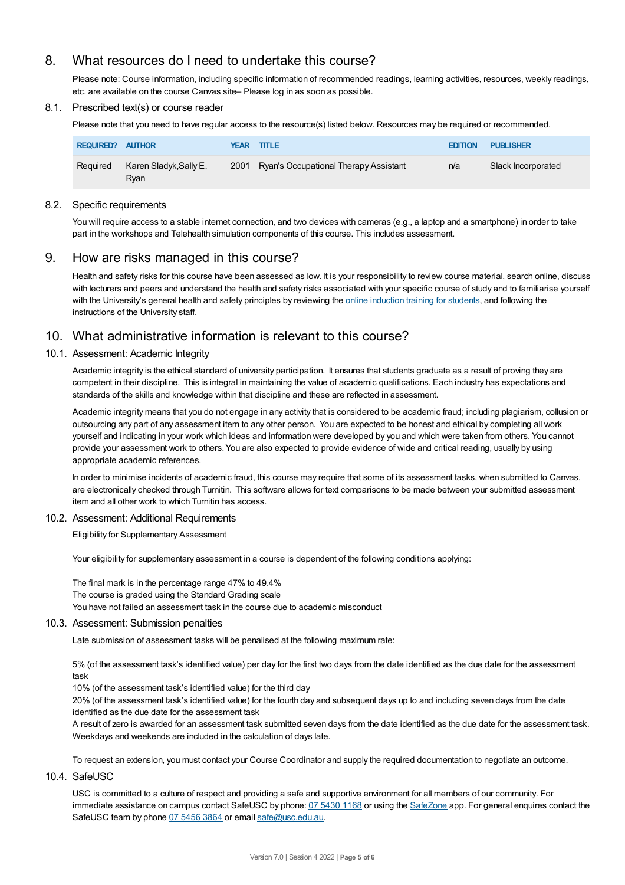## 8. What resources do I need to undertake this course?

Please note: Course information, including specific information of recommended readings, learning activities, resources, weekly readings, etc. are available on the course Canvas site– Please log in as soon as possible.

### 8.1. Prescribed text(s) or course reader

Please note that you need to have regular access to the resource(s) listed below. Resources may be required or recommended.

| REQUIRED? | AUTHOR | YEAR | TITLE | EDITION | PUBLISHER |
|---|---|---|---|---|---|
| Required | Karen Sladyk,Sally E. Ryan | 2001 | Ryan's Occupational Therapy Assistant | n/a | Slack Incorporated |

### 8.2. Specific requirements

You will require access to a stable internet connection, and two devices with cameras (e.g., a laptop and a smartphone) in order to take part in the workshops and Telehealth simulation components of this course. This includes assessment.

## 9. How are risks managed in this course?

Health and safety risks for this course have been assessed as low. It is your responsibility to review course material, search online, discuss with lecturers and peers and understand the health and safety risks associated with your specific course of study and to familiarise yourself with the University's general health and safety principles by reviewing the online induction training for students, and following the instructions of the University staff.

## 10. What administrative information is relevant to this course?

### 10.1. Assessment: Academic Integrity

Academic integrity is the ethical standard of university participation. It ensures that students graduate as a result of proving they are competent in their discipline. This is integral in maintaining the value of academic qualifications. Each industry has expectations and standards of the skills and knowledge within that discipline and these are reflected in assessment.

Academic integrity means that you do not engage in any activity that is considered to be academic fraud; including plagiarism, collusion or outsourcing any part of any assessment item to any other person. You are expected to be honest and ethical by completing all work yourself and indicating in your work which ideas and information were developed by you and which were taken from others. You cannot provide your assessment work to others. You are also expected to provide evidence of wide and critical reading, usually by using appropriate academic references.

In order to minimise incidents of academic fraud, this course may require that some of its assessment tasks, when submitted to Canvas, are electronically checked through Turnitin. This software allows for text comparisons to be made between your submitted assessment item and all other work to which Turnitin has access.

### 10.2. Assessment: Additional Requirements

Eligibility for Supplementary Assessment

Your eligibility for supplementary assessment in a course is dependent of the following conditions applying:

The final mark is in the percentage range 47% to 49.4%
The course is graded using the Standard Grading scale
You have not failed an assessment task in the course due to academic misconduct

### 10.3. Assessment: Submission penalties

Late submission of assessment tasks will be penalised at the following maximum rate:

5% (of the assessment task's identified value) per day for the first two days from the date identified as the due date for the assessment task
10% (of the assessment task's identified value) for the third day
20% (of the assessment task's identified value) for the fourth day and subsequent days up to and including seven days from the date identified as the due date for the assessment task
A result of zero is awarded for an assessment task submitted seven days from the date identified as the due date for the assessment task. Weekdays and weekends are included in the calculation of days late.

To request an extension, you must contact your Course Coordinator and supply the required documentation to negotiate an outcome.

### 10.4. SafeUSC

USC is committed to a culture of respect and providing a safe and supportive environment for all members of our community. For immediate assistance on campus contact SafeUSC by phone: 07 5430 1168 or using the SafeZone app. For general enquires contact the SafeUSC team by phone 07 5456 3864 or email safe@usc.edu.au.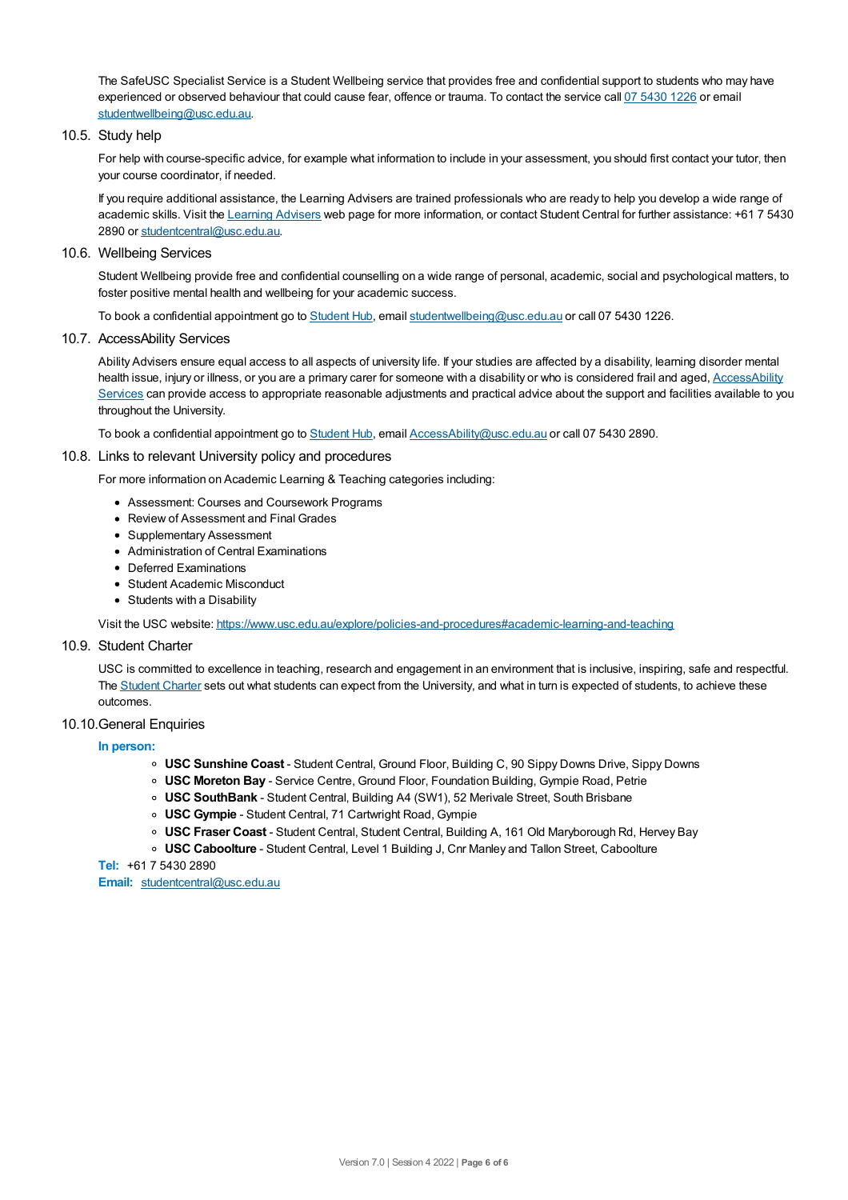The SafeUSC Specialist Service is a Student Wellbeing service that provides free and confidential support to students who may have experienced or observed behaviour that could cause fear, offence or trauma. To contact the service call 07 5430 1226 or email studentwellbeing@usc.edu.au.

### 10.5. Study help

For help with course-specific advice, for example what information to include in your assessment, you should first contact your tutor, then your course coordinator, if needed.

If you require additional assistance, the Learning Advisers are trained professionals who are ready to help you develop a wide range of academic skills. Visit the Learning Advisers web page for more information, or contact Student Central for further assistance: +61 7 5430 2890 or studentcentral@usc.edu.au.

### 10.6. Wellbeing Services

Student Wellbeing provide free and confidential counselling on a wide range of personal, academic, social and psychological matters, to foster positive mental health and wellbeing for your academic success.

To book a confidential appointment go to Student Hub, email studentwellbeing@usc.edu.au or call 07 5430 1226.

### 10.7. AccessAbility Services

Ability Advisers ensure equal access to all aspects of university life. If your studies are affected by a disability, learning disorder mental health issue, injury or illness, or you are a primary carer for someone with a disability or who is considered frail and aged, AccessAbility Services can provide access to appropriate reasonable adjustments and practical advice about the support and facilities available to you throughout the University.

To book a confidential appointment go to Student Hub, email AccessAbility@usc.edu.au or call 07 5430 2890.

### 10.8. Links to relevant University policy and procedures

For more information on Academic Learning & Teaching categories including:

- Assessment: Courses and Coursework Programs
- Review of Assessment and Final Grades
- Supplementary Assessment
- Administration of Central Examinations
- Deferred Examinations
- Student Academic Misconduct
- Students with a Disability

Visit the USC website: https://www.usc.edu.au/explore/policies-and-procedures#academic-learning-and-teaching

### 10.9. Student Charter

USC is committed to excellence in teaching, research and engagement in an environment that is inclusive, inspiring, safe and respectful. The Student Charter sets out what students can expect from the University, and what in turn is expected of students, to achieve these outcomes.

### 10.10. General Enquiries

**In person:**

- **USC Sunshine Coast** - Student Central, Ground Floor, Building C, 90 Sippy Downs Drive, Sippy Downs
- **USC Moreton Bay** - Service Centre, Ground Floor, Foundation Building, Gympie Road, Petrie
- **USC SouthBank** - Student Central, Building A4 (SW1), 52 Merivale Street, South Brisbane
- **USC Gympie** - Student Central, 71 Cartwright Road, Gympie
- **USC Fraser Coast** - Student Central, Student Central, Building A, 161 Old Maryborough Rd, Hervey Bay
- **USC Caboolture** - Student Central, Level 1 Building J, Cnr Manley and Tallon Street, Caboolture

**Tel:** +61 7 5430 2890

**Email:** studentcentral@usc.edu.au